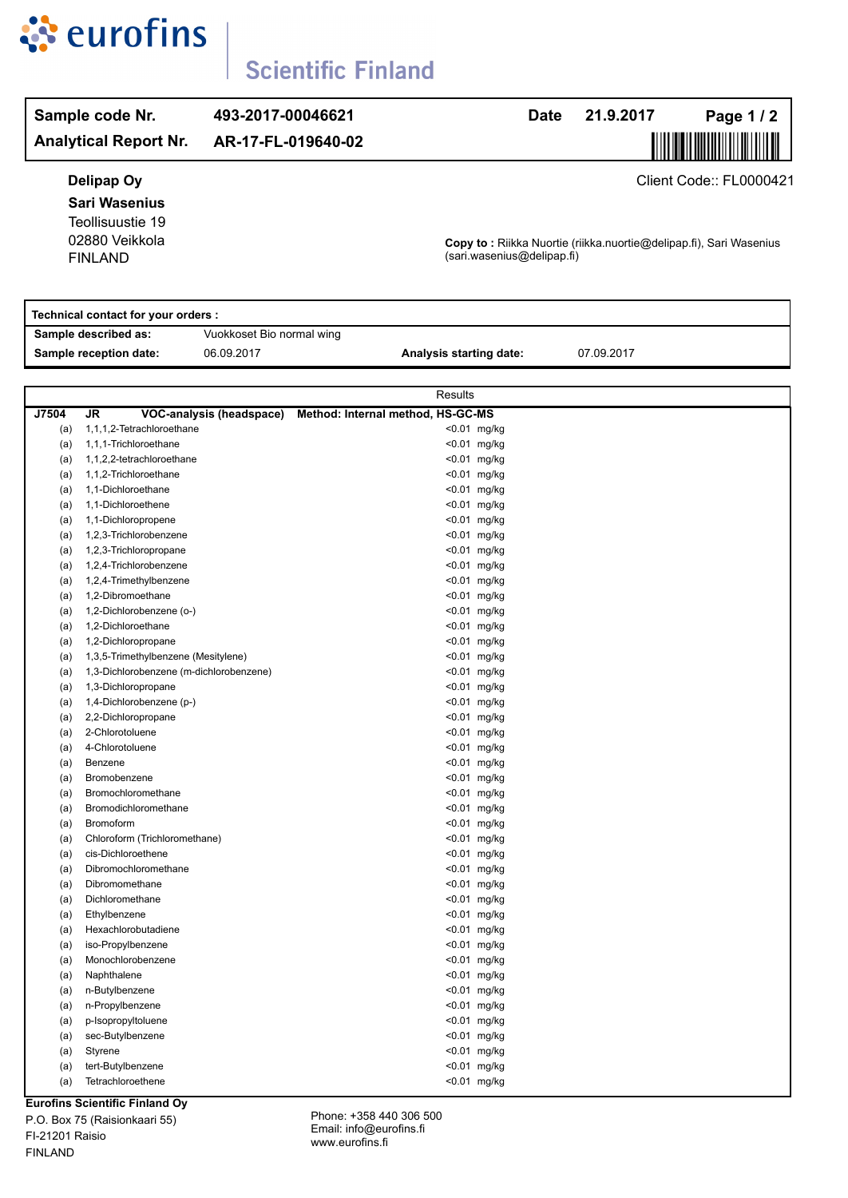# eurofins

## Scientific Finland

| | | | |
|---|---|---|---|
| **Sample code Nr.** | **493-2017-00046621** | **Date** | **21.9.2017** |
| **Analytical Report Nr.** | **AR-17-FL-019640-02** | | |

**Delipap Oy**
**Sari Wasenius**
Teollisuustie 19
02880 Veikkola
FINLAND

Client Code:: FL0000421

**Copy to :** Riikka Nuortie (riikka.nuortie@delipap.fi), Sari Wasenius (sari.wasenius@delipap.fi)

**Technical contact for your orders :**

| | | | |
|---|---|---|---|
| **Sample described as:** | Vuokkoset Bio normal wing | | |
| **Sample reception date:** | 06.09.2017 | **Analysis starting date:** | 07.09.2017 |

| | | | Results |
|---|---|---|---|
| **J7504** | **JR** | **VOC-analysis (headspace) Method: Internal method, HS-GC-MS** | |
| | (a) | 1,1,1,2-Tetrachloroethane | <0.01 mg/kg |
| | (a) | 1,1,1-Trichloroethane | <0.01 mg/kg |
| | (a) | 1,1,2,2-tetrachloroethane | <0.01 mg/kg |
| | (a) | 1,1,2-Trichloroethane | <0.01 mg/kg |
| | (a) | 1,1-Dichloroethane | <0.01 mg/kg |
| | (a) | 1,1-Dichloroethene | <0.01 mg/kg |
| | (a) | 1,1-Dichloropropene | <0.01 mg/kg |
| | (a) | 1,2,3-Trichlorobenzene | <0.01 mg/kg |
| | (a) | 1,2,3-Trichloropropane | <0.01 mg/kg |
| | (a) | 1,2,4-Trichlorobenzene | <0.01 mg/kg |
| | (a) | 1,2,4-Trimethylbenzene | <0.01 mg/kg |
| | (a) | 1,2-Dibromoethane | <0.01 mg/kg |
| | (a) | 1,2-Dichlorobenzene (o-) | <0.01 mg/kg |
| | (a) | 1,2-Dichloroethane | <0.01 mg/kg |
| | (a) | 1,2-Dichloropropane | <0.01 mg/kg |
| | (a) | 1,3,5-Trimethylbenzene (Mesitylene) | <0.01 mg/kg |
| | (a) | 1,3-Dichlorobenzene (m-dichlorobenzene) | <0.01 mg/kg |
| | (a) | 1,3-Dichloropropane | <0.01 mg/kg |
| | (a) | 1,4-Dichlorobenzene (p-) | <0.01 mg/kg |
| | (a) | 2,2-Dichloropropane | <0.01 mg/kg |
| | (a) | 2-Chlorotoluene | <0.01 mg/kg |
| | (a) | 4-Chlorotoluene | <0.01 mg/kg |
| | (a) | Benzene | <0.01 mg/kg |
| | (a) | Bromobenzene | <0.01 mg/kg |
| | (a) | Bromochloromethane | <0.01 mg/kg |
| | (a) | Bromodichloromethane | <0.01 mg/kg |
| | (a) | Bromoform | <0.01 mg/kg |
| | (a) | Chloroform (Trichloromethane) | <0.01 mg/kg |
| | (a) | cis-Dichloroethene | <0.01 mg/kg |
| | (a) | Dibromochloromethane | <0.01 mg/kg |
| | (a) | Dibromomethane | <0.01 mg/kg |
| | (a) | Dichloromethane | <0.01 mg/kg |
| | (a) | Ethylbenzene | <0.01 mg/kg |
| | (a) | Hexachlorobutadiene | <0.01 mg/kg |
| | (a) | iso-Propylbenzene | <0.01 mg/kg |
| | (a) | Monochlorobenzene | <0.01 mg/kg |
| | (a) | Naphthalene | <0.01 mg/kg |
| | (a) | n-Butylbenzene | <0.01 mg/kg |
| | (a) | n-Propylbenzene | <0.01 mg/kg |
| | (a) | p-Isopropyltoluene | <0.01 mg/kg |
| | (a) | sec-Butylbenzene | <0.01 mg/kg |
| | (a) | Styrene | <0.01 mg/kg |
| | (a) | tert-Butylbenzene | <0.01 mg/kg |
| | (a) | Tetrachloroethene | <0.01 mg/kg |

**Eurofins Scientific Finland Oy**
P.O. Box 75 (Raisionkaari 55)
FI-21201 Raisio
FINLAND

Phone: +358 440 306 500
Email: info@eurofins.fi
www.eurofins.fi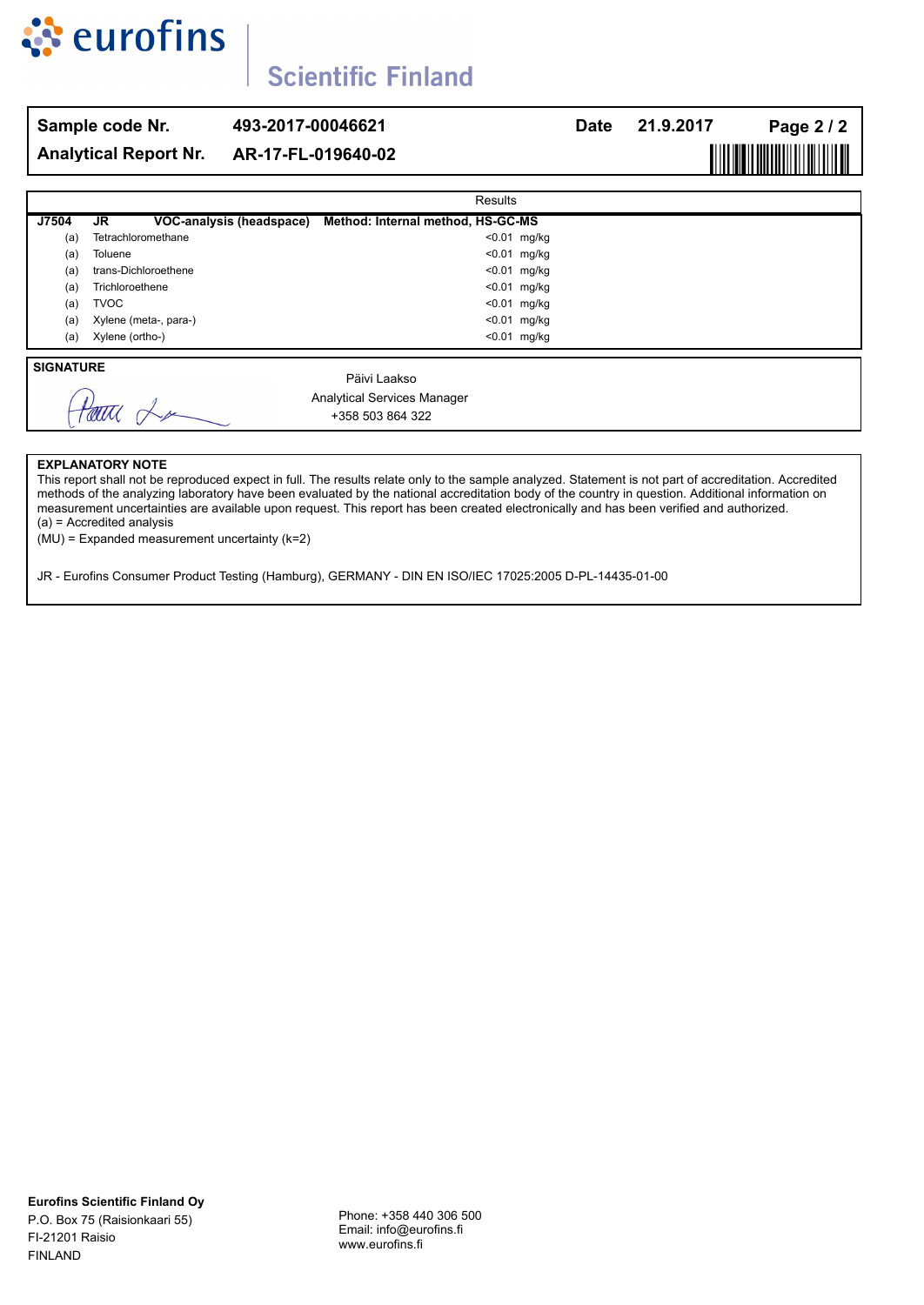| Sample code Nr. | 493-2017-00046621 | Date | 21.9.2017 |
|---|---|---|---|
| Analytical Report Nr. | AR-17-FL-019640-02 | | |

| | | Results |
|---|---|---|
| **J7504** | **JR VOC-analysis (headspace)** | **Method: Internal method, HS-GC-MS** |
| (a) | Tetrachloromethane | <0.01 mg/kg |
| (a) | Toluene | <0.01 mg/kg |
| (a) | trans-Dichloroethene | <0.01 mg/kg |
| (a) | Trichloroethene | <0.01 mg/kg |
| (a) | TVOC | <0.01 mg/kg |
| (a) | Xylene (meta-, para-) | <0.01 mg/kg |
| (a) | Xylene (ortho-) | <0.01 mg/kg |

**SIGNATURE**

Päivi Laakso
Analytical Services Manager
+358 503 864 322

**EXPLANATORY NOTE**

This report shall not be reproduced expect in full. The results relate only to the sample analyzed. Statement is not part of accreditation. Accredited methods of the analyzing laboratory have been evaluated by the national accreditation body of the country in question. Additional information on measurement uncertainties are available upon request. This report has been created electronically and has been verified and authorized.
(a) = Accredited analysis
(MU) = Expanded measurement uncertainty (k=2)

JR - Eurofins Consumer Product Testing (Hamburg), GERMANY - DIN EN ISO/IEC 17025:2005 D-PL-14435-01-00

**Eurofins Scientific Finland Oy**
P.O. Box 75 (Raisionkaari 55)
FI-21201 Raisio
FINLAND

Phone: +358 440 306 500
Email: info@eurofins.fi
www.eurofins.fi